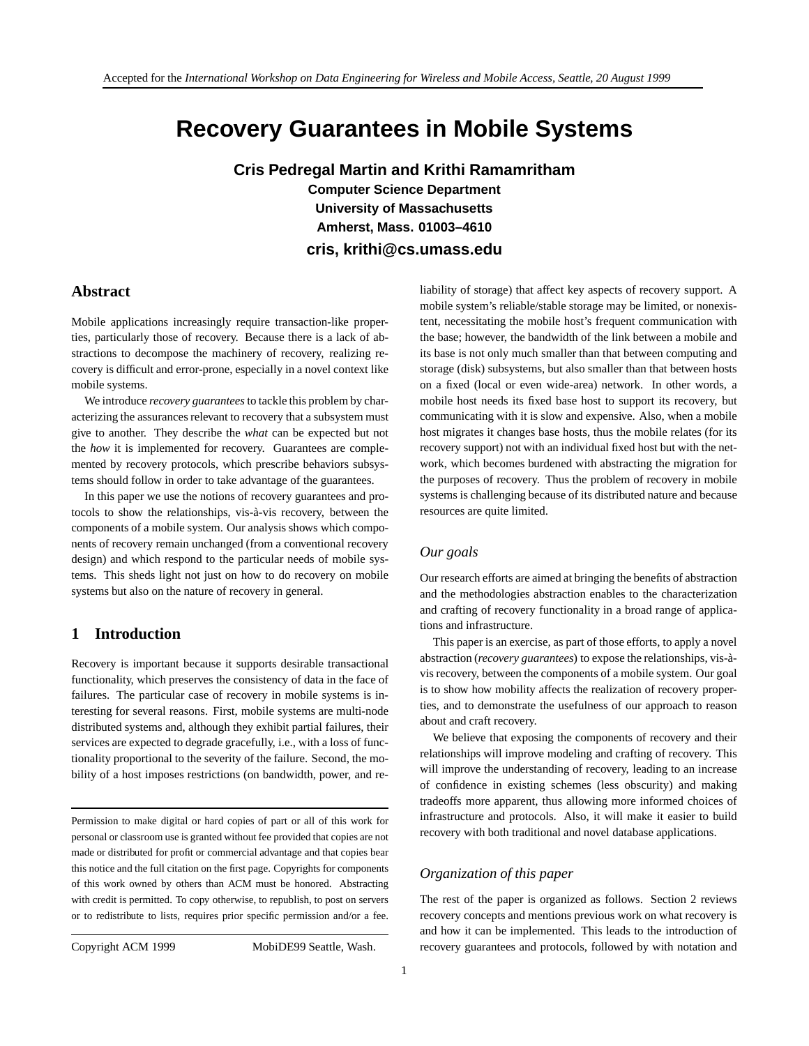Accepted for the *International Workshop on Data Engineering for Wireless and Mobile Access, Seattle, 20 August 1999*

# Recovery Guarantees in Mobile Systems

**Cris Pedregal Martin and Krithi Ramamritham**
**Computer Science Department**
**University of Massachusetts**
**Amherst, Mass. 01003–4610**
**cris, krithi@cs.umass.edu**

## Abstract

Mobile applications increasingly require transaction-like properties, particularly those of recovery. Because there is a lack of abstractions to decompose the machinery of recovery, realizing recovery is difficult and error-prone, especially in a novel context like mobile systems.

We introduce *recovery guarantees* to tackle this problem by characterizing the assurances relevant to recovery that a subsystem must give to another. They describe the *what* can be expected but not the *how* it is implemented for recovery. Guarantees are complemented by recovery protocols, which prescribe behaviors subsystems should follow in order to take advantage of the guarantees.

In this paper we use the notions of recovery guarantees and protocols to show the relationships, vis-à-vis recovery, between the components of a mobile system. Our analysis shows which components of recovery remain unchanged (from a conventional recovery design) and which respond to the particular needs of mobile systems. This sheds light not just on how to do recovery on mobile systems but also on the nature of recovery in general.

## 1 Introduction

Recovery is important because it supports desirable transactional functionality, which preserves the consistency of data in the face of failures. The particular case of recovery in mobile systems is interesting for several reasons. First, mobile systems are multi-node distributed systems and, although they exhibit partial failures, their services are expected to degrade gracefully, i.e., with a loss of functionality proportional to the severity of the failure. Second, the mobility of a host imposes restrictions (on bandwidth, power, and reliability of storage) that affect key aspects of recovery support. A mobile system's reliable/stable storage may be limited, or nonexistent, necessitating the mobile host's frequent communication with the base; however, the bandwidth of the link between a mobile and its base is not only much smaller than that between computing and storage (disk) subsystems, but also smaller than that between hosts on a fixed (local or even wide-area) network. In other words, a mobile host needs its fixed base host to support its recovery, but communicating with it is slow and expensive. Also, when a mobile host migrates it changes base hosts, thus the mobile relates (for its recovery support) not with an individual fixed host but with the network, which becomes burdened with abstracting the migration for the purposes of recovery. Thus the problem of recovery in mobile systems is challenging because of its distributed nature and because resources are quite limited.

Permission to make digital or hard copies of part or all of this work for personal or classroom use is granted without fee provided that copies are not made or distributed for profit or commercial advantage and that copies bear this notice and the full citation on the first page. Copyrights for components of this work owned by others than ACM must be honored. Abstracting with credit is permitted. To copy otherwise, to republish, to post on servers or to redistribute to lists, requires prior specific permission and/or a fee.

Copyright ACM 1999 MobiDE99 Seattle, Wash.

### *Our goals*

Our research efforts are aimed at bringing the benefits of abstraction and the methodologies abstraction enables to the characterization and crafting of recovery functionality in a broad range of applications and infrastructure.

This paper is an exercise, as part of those efforts, to apply a novel abstraction (*recovery guarantees*) to expose the relationships, vis-à-vis recovery, between the components of a mobile system. Our goal is to show how mobility affects the realization of recovery properties, and to demonstrate the usefulness of our approach to reason about and craft recovery.

We believe that exposing the components of recovery and their relationships will improve modeling and crafting of recovery. This will improve the understanding of recovery, leading to an increase of confidence in existing schemes (less obscurity) and making tradeoffs more apparent, thus allowing more informed choices of infrastructure and protocols. Also, it will make it easier to build recovery with both traditional and novel database applications.

### *Organization of this paper*

The rest of the paper is organized as follows. Section 2 reviews recovery concepts and mentions previous work on what recovery is and how it can be implemented. This leads to the introduction of recovery guarantees and protocols, followed by with notation and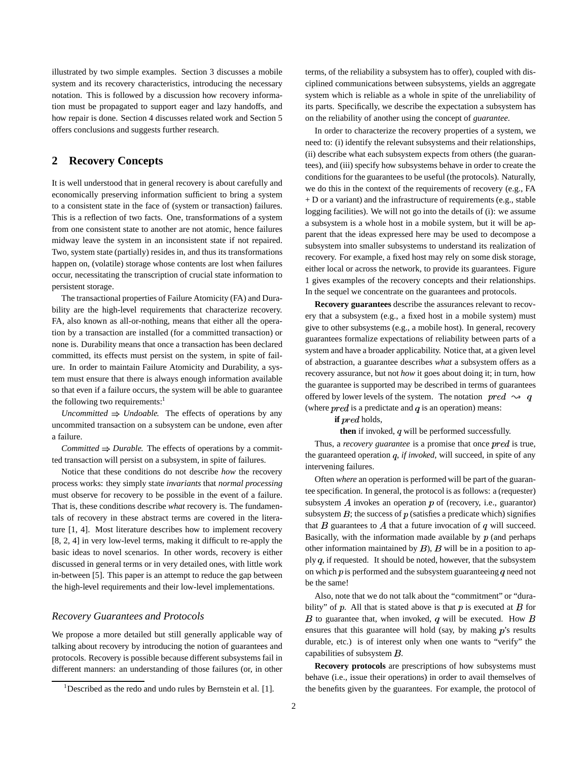illustrated by two simple examples. Section 3 discusses a mobile system and its recovery characteristics, introducing the necessary notation. This is followed by a discussion how recovery information must be propagated to support eager and lazy handoffs, and how repair is done. Section 4 discusses related work and Section 5 offers conclusions and suggests further research.

## 2 Recovery Concepts

It is well understood that in general recovery is about carefully and economically preserving information sufficient to bring a system to a consistent state in the face of (system or transaction) failures. This is a reflection of two facts. One, transformations of a system from one consistent state to another are not atomic, hence failures midway leave the system in an inconsistent state if not repaired. Two, system state (partially) resides in, and thus its transformations happen on, (volatile) storage whose contents are lost when failures occur, necessitating the transcription of crucial state information to persistent storage.

The transactional properties of Failure Atomicity (FA) and Durability are the high-level requirements that characterize recovery. FA, also known as all-or-nothing, means that either all the operation by a transaction are installed (for a committed transaction) or none is. Durability means that once a transaction has been declared committed, its effects must persist on the system, in spite of failure. In order to maintain Failure Atomicity and Durability, a system must ensure that there is always enough information available so that even if a failure occurs, the system will be able to guarantee the following two requirements:[1]

*Uncommitted* $\Rightarrow$ *Undoable.* The effects of operations by any uncommited transaction on a subsystem can be undone, even after a failure.

*Committed* $\Rightarrow$ *Durable.* The effects of operations by a committed transaction will persist on a subsystem, in spite of failures.

Notice that these conditions do not describe *how* the recovery process works: they simply state *invariants* that *normal processing* must observe for recovery to be possible in the event of a failure. That is, these conditions describe *what* recovery is. The fundamentals of recovery in these abstract terms are covered in the literature [1, 4]. Most literature describes how to implement recovery [8, 2, 4] in very low-level terms, making it difficult to re-apply the basic ideas to novel scenarios. In other words, recovery is either discussed in general terms or in very detailed ones, with little work in-between [5]. This paper is an attempt to reduce the gap between the high-level requirements and their low-level implementations.

### *Recovery Guarantees and Protocols*

We propose a more detailed but still generally applicable way of talking about recovery by introducing the notion of guarantees and protocols. Recovery is possible because different subsystems fail in different manners: an understanding of those failures (or, in other terms, of the reliability a subsystem has to offer), coupled with disciplined communications between subsystems, yields an aggregate system which is reliable as a whole in spite of the unreliability of its parts. Specifically, we describe the expectation a subsystem has on the reliability of another using the concept of *guarantee.*

In order to characterize the recovery properties of a system, we need to: (i) identify the relevant subsystems and their relationships, (ii) describe what each subsystem expects from others (the guarantees), and (iii) specify how subsystems behave in order to create the conditions for the guarantees to be useful (the protocols). Naturally, we do this in the context of the requirements of recovery (e.g., FA + D or a variant) and the infrastructure of requirements (e.g., stable logging facilities). We will not go into the details of (i): we assume a subsystem is a whole host in a mobile system, but it will be apparent that the ideas expressed here may be used to decompose a subsystem into smaller subsystems to understand its realization of recovery. For example, a fixed host may rely on some disk storage, either local or across the network, to provide its guarantees. Figure 1 gives examples of the recovery concepts and their relationships. In the sequel we concentrate on the guarantees and protocols.

**Recovery guarantees** describe the assurances relevant to recovery that a subsystem (e.g., a fixed host in a mobile system) must give to other subsystems (e.g., a mobile host). In general, recovery guarantees formalize expectations of reliability between parts of a system and have a broader applicability. Notice that, at a given level of abstraction, a guarantee describes *what* a subsystem offers as a recovery assurance, but not *how* it goes about doing it; in turn, how the guarantee is supported may be described in terms of guarantees offered by lower levels of the system. The notation $pred \rightsquigarrow q$ (where $pred$ is a predictate and $q$ is an operation) means:

**if** $pred$ holds,

**then** if invoked, $q$ will be performed successfully.

Thus, a *recovery guarantee* is a promise that once $pred$ is true, the guaranteed operation $q$, *if invoked*, will succeed, in spite of any intervening failures.

Often *where* an operation is performed will be part of the guarantee specification. In general, the protocol is as follows: a (requester) subsystem $A$ invokes an operation $p$ of (recovery, i.e., guarantor) subsystem $B$; the success of $p$ (satisfies a predicate which) signifies that $B$ guarantees to $A$ that a future invocation of $q$ will succeed. Basically, with the information made available by $p$ (and perhaps other information maintained by $B$), $B$ will be in a position to apply $q$, if requested. It should be noted, however, that the subsystem on which $p$ is performed and the subsystem guaranteeing $q$ need not be the same!

Also, note that we do not talk about the "commitment" or "durability" of $p$. All that is stated above is that $p$ is executed at $B$ for $B$ to guarantee that, when invoked, $q$ will be executed. How $B$ ensures that this guarantee will hold (say, by making $p$'s results durable, etc.) is of interest only when one wants to "verify" the capabilities of subsystem $B$.

**Recovery protocols** are prescriptions of how subsystems must behave (i.e., issue their operations) in order to avail themselves of the benefits given by the guarantees. For example, the protocol of

[1] Described as the redo and undo rules by Bernstein et al. [1].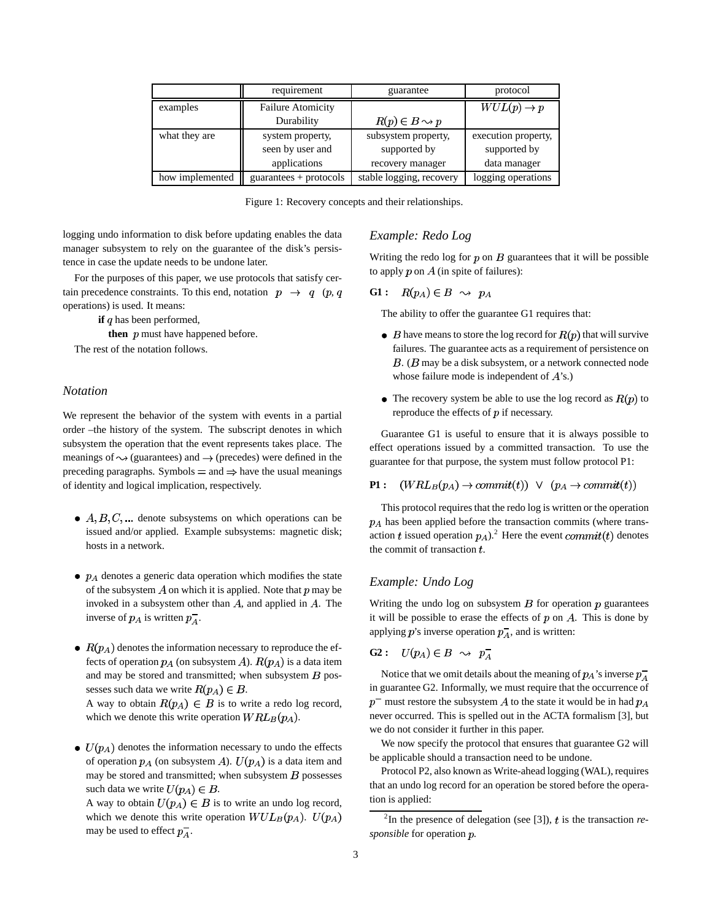|  | requirement | guarantee | protocol |
| --- | --- | --- | --- |
| examples | Failure Atomicity<br>Durability | $R(p) \in B \rightsquigarrow p$ | $WUL(p) \rightarrow p$ |
| what they are | system property, seen by user and applications | subsystem property, supported by recovery manager | execution property, supported by data manager |
| how implemented | guarantees + protocols | stable logging, recovery | logging operations |

Figure 1: Recovery concepts and their relationships.

logging undo information to disk before updating enables the data manager subsystem to rely on the guarantee of the disk's persistence in case the update needs to be undone later.

For the purposes of this paper, we use protocols that satisfy certain precedence constraints. To this end, notation $p \rightarrow q$ ($p, q$ operations) is used. It means:

**if** $q$ has been performed,
**then** $p$ must have happened before.

The rest of the notation follows.

### *Notation*

We represent the behavior of the system with events in a partial order –the history of the system. The subscript denotes in which subsystem the operation that the event represents takes place. The meanings of $\rightsquigarrow$ (guarantees) and $\rightarrow$ (precedes) were defined in the preceding paragraphs. Symbols $=$ and $\Rightarrow$ have the usual meanings of identity and logical implication, respectively.

- $A, B, C, ...$ denote subsystems on which operations can be issued and/or applied. Example subsystems: magnetic disk; hosts in a network.

- $p_A$ denotes a generic data operation which modifies the state of the subsystem $A$ on which it is applied. Note that $p$ may be invoked in a subsystem other than $A$, and applied in $A$. The inverse of $p_A$ is written $p_A^-$.

- $R(p_A)$ denotes the information necessary to reproduce the effects of operation $p_A$ (on subsystem $A$). $R(p_A)$ is a data item and may be stored and transmitted; when subsystem $B$ possesses such data we write $R(p_A) \in B$.
  A way to obtain $R(p_A) \in B$ is to write a redo log record, which we denote this write operation $WRL_B(p_A)$.

- $U(p_A)$ denotes the information necessary to undo the effects of operation $p_A$ (on subsystem $A$). $U(p_A)$ is a data item and may be stored and transmitted; when subsystem $B$ possesses such data we write $U(p_A) \in B$.
  A way to obtain $U(p_A) \in B$ is to write an undo log record, which we denote this write operation $WUL_B(p_A)$. $U(p_A)$ may be used to effect $p_A^-$.

### *Example: Redo Log*

Writing the redo log for $p$ on $B$ guarantees that it will be possible to apply $p$ on $A$ (in spite of failures):

**G1 :** $\quad R(p_A) \in B \;\rightsquigarrow\; p_A$

The ability to offer the guarantee G1 requires that:

- $B$ have means to store the log record for $R(p)$ that will survive failures. The guarantee acts as a requirement of persistence on $B$. ($B$ may be a disk subsystem, or a network connected node whose failure mode is independent of $A$'s.)

- The recovery system be able to use the log record as $R(p)$ to reproduce the effects of $p$ if necessary.

Guarantee G1 is useful to ensure that it is always possible to effect operations issued by a committed transaction. To use the guarantee for that purpose, the system must follow protocol P1:

**P1 :** $\quad (WRL_B(p_A) \rightarrow commit(t)) \;\vee\; (p_A \rightarrow commit(t))$

This protocol requires that the redo log is written or the operation $p_A$ has been applied before the transaction commits (where transaction $t$ issued operation $p_A$).[2] Here the event $commit(t)$ denotes the commit of transaction $t$.

### *Example: Undo Log*

Writing the undo log on subsystem $B$ for operation $p$ guarantees it will be possible to erase the effects of $p$ on $A$. This is done by applying $p$'s inverse operation $p_A^-$, and is written:

**G2 :** $\quad U(p_A) \in B \;\rightsquigarrow\; p_A^-$

Notice that we omit details about the meaning of $p_A$'s inverse $p_A^-$ in guarantee G2. Informally, we must require that the occurrence of $p^-$ must restore the subsystem $A$ to the state it would be in had $p_A$ never occurred. This is spelled out in the ACTA formalism [3], but we do not consider it further in this paper.

We now specify the protocol that ensures that guarantee G2 will be applicable should a transaction need to be undone.

Protocol P2, also known as Write-ahead logging (WAL), requires that an undo log record for an operation be stored before the operation is applied:

[2] In the presence of delegation (see [3]), $t$ is the transaction *responsible* for operation $p$.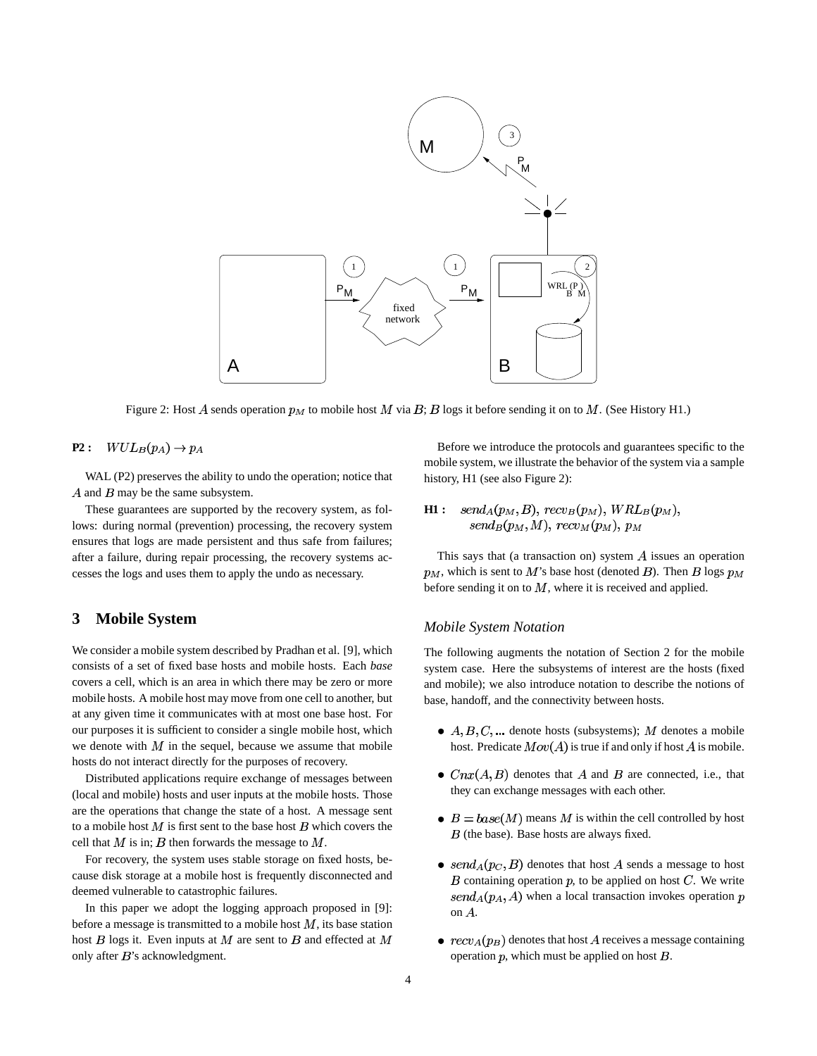Figure 2: Host $A$ sends operation $p_M$ to mobile host $M$ via $B$; $B$ logs it before sending it on to $M$. (See History H1.)

**P2 :** $WUL_B(p_A) \rightarrow p_A$

WAL (P2) preserves the ability to undo the operation; notice that $A$ and $B$ may be the same subsystem.

These guarantees are supported by the recovery system, as follows: during normal (prevention) processing, the recovery system ensures that logs are made persistent and thus safe from failures; after a failure, during repair processing, the recovery systems accesses the logs and uses them to apply the undo as necessary.

## 3 Mobile System

We consider a mobile system described by Pradhan et al. [9], which consists of a set of fixed base hosts and mobile hosts. Each *base* covers a cell, which is an area in which there may be zero or more mobile hosts. A mobile host may move from one cell to another, but at any given time it communicates with at most one base host. For our purposes it is sufficient to consider a single mobile host, which we denote with $M$ in the sequel, because we assume that mobile hosts do not interact directly for the purposes of recovery.

Distributed applications require exchange of messages between (local and mobile) hosts and user inputs at the mobile hosts. Those are the operations that change the state of a host. A message sent to a mobile host $M$ is first sent to the base host $B$ which covers the cell that $M$ is in; $B$ then forwards the message to $M$.

For recovery, the system uses stable storage on fixed hosts, because disk storage at a mobile host is frequently disconnected and deemed vulnerable to catastrophic failures.

In this paper we adopt the logging approach proposed in [9]: before a message is transmitted to a mobile host $M$, its base station host $B$ logs it. Even inputs at $M$ are sent to $B$ and effected at $M$ only after $B$'s acknowledgment.

Before we introduce the protocols and guarantees specific to the mobile system, we illustrate the behavior of the system via a sample history, H1 (see also Figure 2):

**H1 :** $send_A(p_M, B)$, $recv_B(p_M)$, $WRL_B(p_M)$, $send_B(p_M, M)$, $recv_M(p_M)$, $p_M$

This says that (a transaction on) system $A$ issues an operation $p_M$, which is sent to $M$'s base host (denoted $B$). Then $B$ logs $p_M$ before sending it on to $M$, where it is received and applied.

### *Mobile System Notation*

The following augments the notation of Section 2 for the mobile system case. Here the subsystems of interest are the hosts (fixed and mobile); we also introduce notation to describe the notions of base, handoff, and the connectivity between hosts.

- $A, B, C, ...$ denote hosts (subsystems); $M$ denotes a mobile host. Predicate $Mov(A)$ is true if and only if host $A$ is mobile.
- $Cnx(A, B)$ denotes that $A$ and $B$ are connected, i.e., that they can exchange messages with each other.
- $B = base(M)$ means $M$ is within the cell controlled by host $B$ (the base). Base hosts are always fixed.
- $send_A(p_C, B)$ denotes that host $A$ sends a message to host $B$ containing operation $p$, to be applied on host $C$. We write $send_A(p_A, A)$ when a local transaction invokes operation $p$ on $A$.
- $recv_A(p_B)$ denotes that host $A$ receives a message containing operation $p$, which must be applied on host $B$.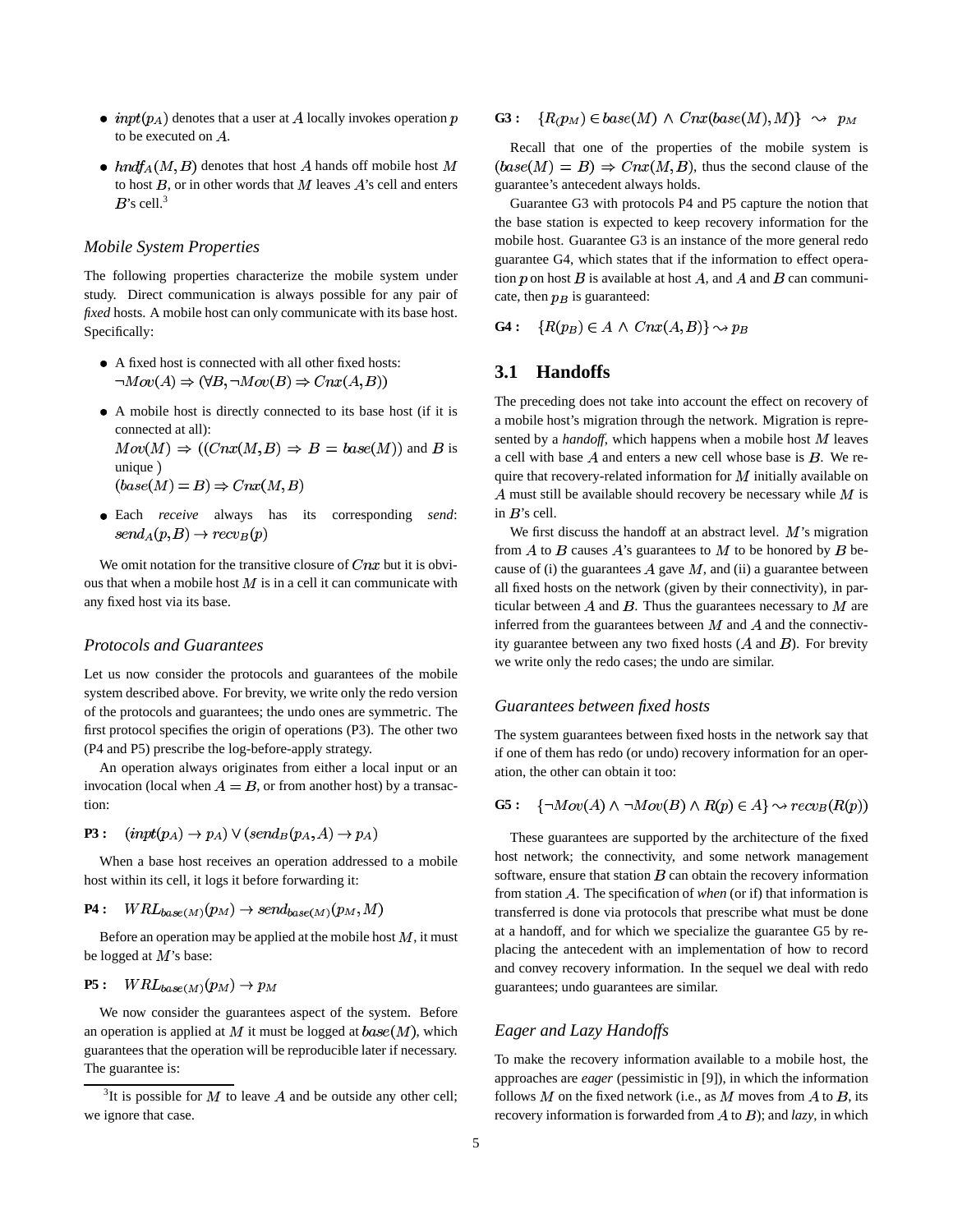- $inpt(p_A)$ denotes that a user at $A$ locally invokes operation $p$ to be executed on $A$.
- $hndf_A(M, B)$ denotes that host $A$ hands off mobile host $M$ to host $B$, or in other words that $M$ leaves $A$'s cell and enters $B$'s cell.[3]

### *Mobile System Properties*

The following properties characterize the mobile system under study. Direct communication is always possible for any pair of *fixed* hosts. A mobile host can only communicate with its base host. Specifically:

- A fixed host is connected with all other fixed hosts: $\neg Mov(A) \Rightarrow (\forall B, \neg Mov(B) \Rightarrow Cnx(A, B))$
- A mobile host is directly connected to its base host (if it is connected at all): $Mov(M) \Rightarrow ((Cnx(M, B) \Rightarrow B = base(M))$ and $B$ is unique ) $(base(M) = B) \Rightarrow Cnx(M, B)$
- Each *receive* always has its corresponding *send*: $send_A(p, B) \rightarrow recv_B(p)$

We omit notation for the transitive closure of $Cnx$ but it is obvious that when a mobile host $M$ is in a cell it can communicate with any fixed host via its base.

### *Protocols and Guarantees*

Let us now consider the protocols and guarantees of the mobile system described above. For brevity, we write only the redo version of the protocols and guarantees; the undo ones are symmetric. The first protocol specifies the origin of operations (P3). The other two (P4 and P5) prescribe the log-before-apply strategy.

An operation always originates from either a local input or an invocation (local when $A = B$, or from another host) by a transaction:

**P3 :** $(inpt(p_A) \rightarrow p_A) \vee (send_B(p_A, A) \rightarrow p_A)$

When a base host receives an operation addressed to a mobile host within its cell, it logs it before forwarding it:

**P4 :** $WRL_{base(M)}(p_M) \rightarrow send_{base(M)}(p_M, M)$

Before an operation may be applied at the mobile host $M$, it must be logged at $M$'s base:

**P5 :** $WRL_{base(M)}(p_M) \rightarrow p_M$

We now consider the guarantees aspect of the system. Before an operation is applied at $M$ it must be logged at $base(M)$, which guarantees that the operation will be reproducible later if necessary. The guarantee is:

**G3 :** $\{R(p_M) \in base(M) \wedge Cnx(base(M), M)\} \leadsto p_M$

Recall that one of the properties of the mobile system is $(base(M) = B) \Rightarrow Cnx(M, B)$, thus the second clause of the guarantee's antecedent always holds.

Guarantee G3 with protocols P4 and P5 capture the notion that the base station is expected to keep recovery information for the mobile host. Guarantee G3 is an instance of the more general redo guarantee G4, which states that if the information to effect operation $p$ on host $B$ is available at host $A$, and $A$ and $B$ can communicate, then $p_B$ is guaranteed:

**G4 :** $\{R(p_B) \in A \wedge Cnx(A, B)\} \leadsto p_B$

## 3.1 Handoffs

The preceding does not take into account the effect on recovery of a mobile host's migration through the network. Migration is represented by a *handoff*, which happens when a mobile host $M$ leaves a cell with base $A$ and enters a new cell whose base is $B$. We require that recovery-related information for $M$ initially available on $A$ must still be available should recovery be necessary while $M$ is in $B$'s cell.

We first discuss the handoff at an abstract level. $M$'s migration from $A$ to $B$ causes $A$'s guarantees to $M$ to be honored by $B$ because of (i) the guarantees $A$ gave $M$, and (ii) a guarantee between all fixed hosts on the network (given by their connectivity), in particular between $A$ and $B$. Thus the guarantees necessary to $M$ are inferred from the guarantees between $M$ and $A$ and the connectivity guarantee between any two fixed hosts ($A$ and $B$). For brevity we write only the redo cases; the undo are similar.

### *Guarantees between fixed hosts*

The system guarantees between fixed hosts in the network say that if one of them has redo (or undo) recovery information for an operation, the other can obtain it too:

**G5 :** $\{\neg Mov(A) \wedge \neg Mov(B) \wedge R(p) \in A\} \leadsto recv_B(R(p))$

These guarantees are supported by the architecture of the fixed host network; the connectivity, and some network management software, ensure that station $B$ can obtain the recovery information from station $A$. The specification of *when* (or if) that information is transferred is done via protocols that prescribe what must be done at a handoff, and for which we specialize the guarantee G5 by replacing the antecedent with an implementation of how to record and convey recovery information. In the sequel we deal with redo guarantees; undo guarantees are similar.

### *Eager and Lazy Handoffs*

To make the recovery information available to a mobile host, the approaches are *eager* (pessimistic in [9]), in which the information follows $M$ on the fixed network (i.e., as $M$ moves from $A$ to $B$, its recovery information is forwarded from $A$ to $B$); and *lazy*, in which

[3] It is possible for $M$ to leave $A$ and be outside any other cell; we ignore that case.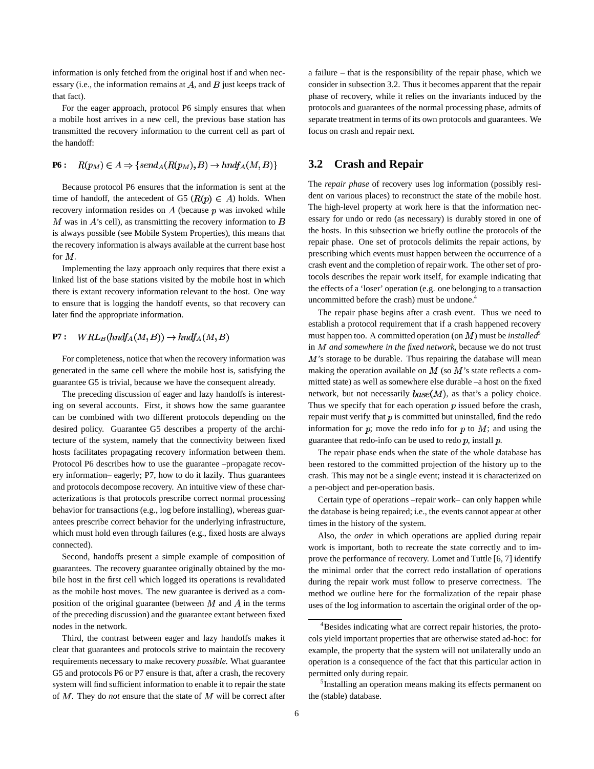information is only fetched from the original host if and when necessary (i.e., the information remains at $A$, and $B$ just keeps track of that fact).

For the eager approach, protocol P6 simply ensures that when a mobile host arrives in a new cell, the previous base station has transmitted the recovery information to the current cell as part of the handoff:

**P6 :** $R(p_M) \in A \Rightarrow \{send_A(R(p_M), B) \rightarrow hndf_A(M, B)\}$

Because protocol P6 ensures that the information is sent at the time of handoff, the antecedent of G5 ($R(p) \in A$) holds. When recovery information resides on $A$ (because $p$ was invoked while $M$ was in $A$'s cell), as transmitting the recovery information to $B$ is always possible (see Mobile System Properties), this means that the recovery information is always available at the current base host for $M$.

Implementing the lazy approach only requires that there exist a linked list of the base stations visited by the mobile host in which there is extant recovery information relevant to the host. One way to ensure that is logging the handoff events, so that recovery can later find the appropriate information.

**P7 :** $WRL_B(hndf_A(M, B)) \rightarrow hndf_A(M, B)$

For completeness, notice that when the recovery information was generated in the same cell where the mobile host is, satisfying the guarantee G5 is trivial, because we have the consequent already.

The preceding discussion of eager and lazy handoffs is interesting on several accounts. First, it shows how the same guarantee can be combined with two different protocols depending on the desired policy. Guarantee G5 describes a property of the architecture of the system, namely that the connectivity between fixed hosts facilitates propagating recovery information between them. Protocol P6 describes how to use the guarantee –propagate recovery information– eagerly; P7, how to do it lazily. Thus guarantees and protocols decompose recovery. An intuitive view of these characterizations is that protocols prescribe correct normal processing behavior for transactions (e.g., log before installing), whereas guarantees prescribe correct behavior for the underlying infrastructure, which must hold even through failures (e.g., fixed hosts are always connected).

Second, handoffs present a simple example of composition of guarantees. The recovery guarantee originally obtained by the mobile host in the first cell which logged its operations is revalidated as the mobile host moves. The new guarantee is derived as a composition of the original guarantee (between $M$ and $A$ in the terms of the preceding discussion) and the guarantee extant between fixed nodes in the network.

Third, the contrast between eager and lazy handoffs makes it clear that guarantees and protocols strive to maintain the recovery requirements necessary to make recovery *possible.* What guarantee G5 and protocols P6 or P7 ensure is that, after a crash, the recovery system will find sufficient information to enable it to repair the state of $M$. They do *not* ensure that the state of $M$ will be correct after a failure – that is the responsibility of the repair phase, which we consider in subsection 3.2. Thus it becomes apparent that the repair phase of recovery, while it relies on the invariants induced by the protocols and guarantees of the normal processing phase, admits of separate treatment in terms of its own protocols and guarantees. We focus on crash and repair next.

## 3.2 Crash and Repair

The *repair phase* of recovery uses log information (possibly resident on various places) to reconstruct the state of the mobile host. The high-level property at work here is that the information necessary for undo or redo (as necessary) is durably stored in one of the hosts. In this subsection we briefly outline the protocols of the repair phase. One set of protocols delimits the repair actions, by prescribing which events must happen between the occurrence of a crash event and the completion of repair work. The other set of protocols describes the repair work itself, for example indicating that the effects of a 'loser' operation (e.g. one belonging to a transaction uncommitted before the crash) must be undone.[4]

The repair phase begins after a crash event. Thus we need to establish a protocol requirement that if a crash happened recovery must happen too. A committed operation (on $M$) must be *installed*[5] in $M$ *and somewhere in the fixed network*, because we do not trust $M$'s storage to be durable. Thus repairing the database will mean making the operation available on $M$ (so $M$'s state reflects a committed state) as well as somewhere else durable –a host on the fixed network, but not necessarily $base(M)$, as that's a policy choice. Thus we specify that for each operation $p$ issued before the crash, repair must verify that $p$ is committed but uninstalled, find the redo information for $p$; move the redo info for $p$ to $M$; and using the guarantee that redo-info can be used to redo $p$, install $p$.

The repair phase ends when the state of the whole database has been restored to the committed projection of the history up to the crash. This may not be a single event; instead it is characterized on a per-object and per-operation basis.

Certain type of operations –repair work– can only happen while the database is being repaired; i.e., the events cannot appear at other times in the history of the system.

Also, the *order* in which operations are applied during repair work is important, both to recreate the state correctly and to improve the performance of recovery. Lomet and Tuttle [6, 7] identify the minimal order that the correct redo installation of operations during the repair work must follow to preserve correctness. The method we outline here for the formalization of the repair phase uses of the log information to ascertain the original order of the op-

[4] Besides indicating what are correct repair histories, the protocols yield important properties that are otherwise stated ad-hoc: for example, the property that the system will not unilaterally undo an operation is a consequence of the fact that this particular action in permitted only during repair.

[5] Installing an operation means making its effects permanent on the (stable) database.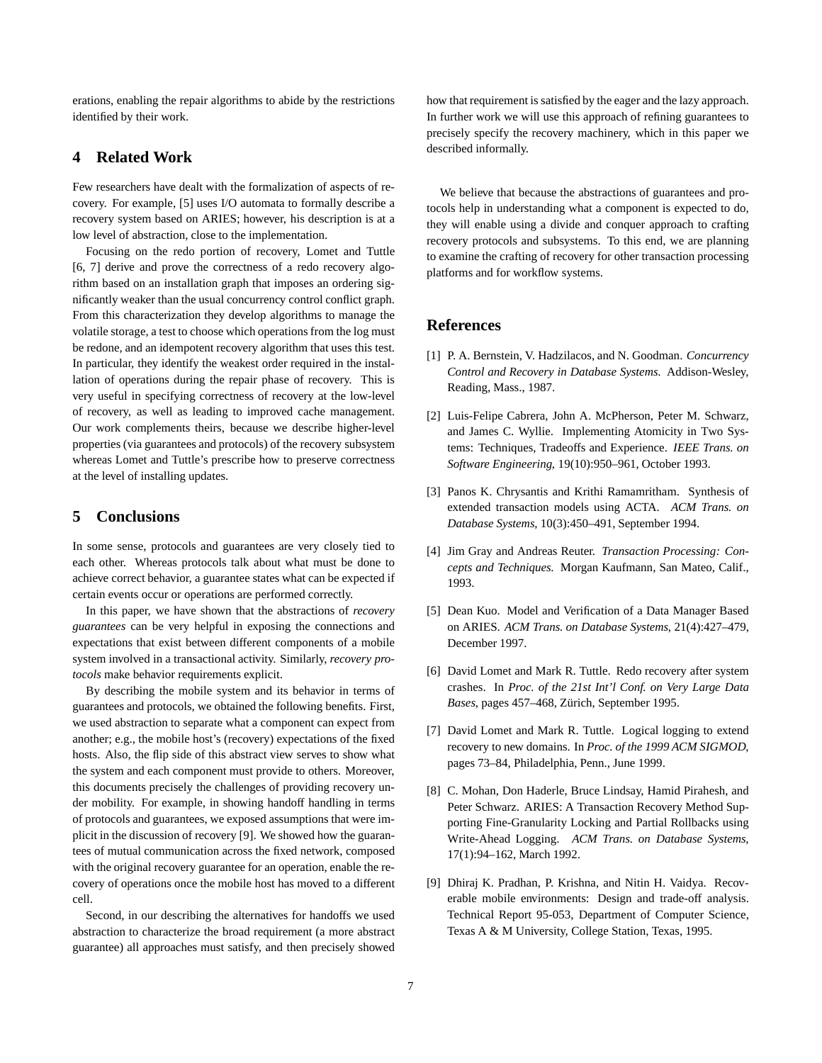erations, enabling the repair algorithms to abide by the restrictions identified by their work.

## 4 Related Work

Few researchers have dealt with the formalization of aspects of recovery. For example, [5] uses I/O automata to formally describe a recovery system based on ARIES; however, his description is at a low level of abstraction, close to the implementation.

Focusing on the redo portion of recovery, Lomet and Tuttle [6, 7] derive and prove the correctness of a redo recovery algorithm based on an installation graph that imposes an ordering significantly weaker than the usual concurrency control conflict graph. From this characterization they develop algorithms to manage the volatile storage, a test to choose which operations from the log must be redone, and an idempotent recovery algorithm that uses this test. In particular, they identify the weakest order required in the installation of operations during the repair phase of recovery. This is very useful in specifying correctness of recovery at the low-level of recovery, as well as leading to improved cache management. Our work complements theirs, because we describe higher-level properties (via guarantees and protocols) of the recovery subsystem whereas Lomet and Tuttle's prescribe how to preserve correctness at the level of installing updates.

## 5 Conclusions

In some sense, protocols and guarantees are very closely tied to each other. Whereas protocols talk about what must be done to achieve correct behavior, a guarantee states what can be expected if certain events occur or operations are performed correctly.

In this paper, we have shown that the abstractions of *recovery guarantees* can be very helpful in exposing the connections and expectations that exist between different components of a mobile system involved in a transactional activity. Similarly, *recovery protocols* make behavior requirements explicit.

By describing the mobile system and its behavior in terms of guarantees and protocols, we obtained the following benefits. First, we used abstraction to separate what a component can expect from another; e.g., the mobile host's (recovery) expectations of the fixed hosts. Also, the flip side of this abstract view serves to show what the system and each component must provide to others. Moreover, this documents precisely the challenges of providing recovery under mobility. For example, in showing handoff handling in terms of protocols and guarantees, we exposed assumptions that were implicit in the discussion of recovery [9]. We showed how the guarantees of mutual communication across the fixed network, composed with the original recovery guarantee for an operation, enable the recovery of operations once the mobile host has moved to a different cell.

Second, in our describing the alternatives for handoffs we used abstraction to characterize the broad requirement (a more abstract guarantee) all approaches must satisfy, and then precisely showed how that requirement is satisfied by the eager and the lazy approach. In further work we will use this approach of refining guarantees to precisely specify the recovery machinery, which in this paper we described informally.

We believe that because the abstractions of guarantees and protocols help in understanding what a component is expected to do, they will enable using a divide and conquer approach to crafting recovery protocols and subsystems. To this end, we are planning to examine the crafting of recovery for other transaction processing platforms and for workflow systems.

## References

[1] P. A. Bernstein, V. Hadzilacos, and N. Goodman. *Concurrency Control and Recovery in Database Systems.* Addison-Wesley, Reading, Mass., 1987.

[2] Luis-Felipe Cabrera, John A. McPherson, Peter M. Schwarz, and James C. Wyllie. Implementing Atomicity in Two Systems: Techniques, Tradeoffs and Experience. *IEEE Trans. on Software Engineering*, 19(10):950–961, October 1993.

[3] Panos K. Chrysantis and Krithi Ramamritham. Synthesis of extended transaction models using ACTA. *ACM Trans. on Database Systems*, 10(3):450–491, September 1994.

[4] Jim Gray and Andreas Reuter. *Transaction Processing: Concepts and Techniques.* Morgan Kaufmann, San Mateo, Calif., 1993.

[5] Dean Kuo. Model and Verification of a Data Manager Based on ARIES. *ACM Trans. on Database Systems*, 21(4):427–479, December 1997.

[6] David Lomet and Mark R. Tuttle. Redo recovery after system crashes. In *Proc. of the 21st Int'l Conf. on Very Large Data Bases*, pages 457–468, Zürich, September 1995.

[7] David Lomet and Mark R. Tuttle. Logical logging to extend recovery to new domains. In *Proc. of the 1999 ACM SIGMOD*, pages 73–84, Philadelphia, Penn., June 1999.

[8] C. Mohan, Don Haderle, Bruce Lindsay, Hamid Pirahesh, and Peter Schwarz. ARIES: A Transaction Recovery Method Supporting Fine-Granularity Locking and Partial Rollbacks using Write-Ahead Logging. *ACM Trans. on Database Systems*, 17(1):94–162, March 1992.

[9] Dhiraj K. Pradhan, P. Krishna, and Nitin H. Vaidya. Recoverable mobile environments: Design and trade-off analysis. Technical Report 95-053, Department of Computer Science, Texas A & M University, College Station, Texas, 1995.